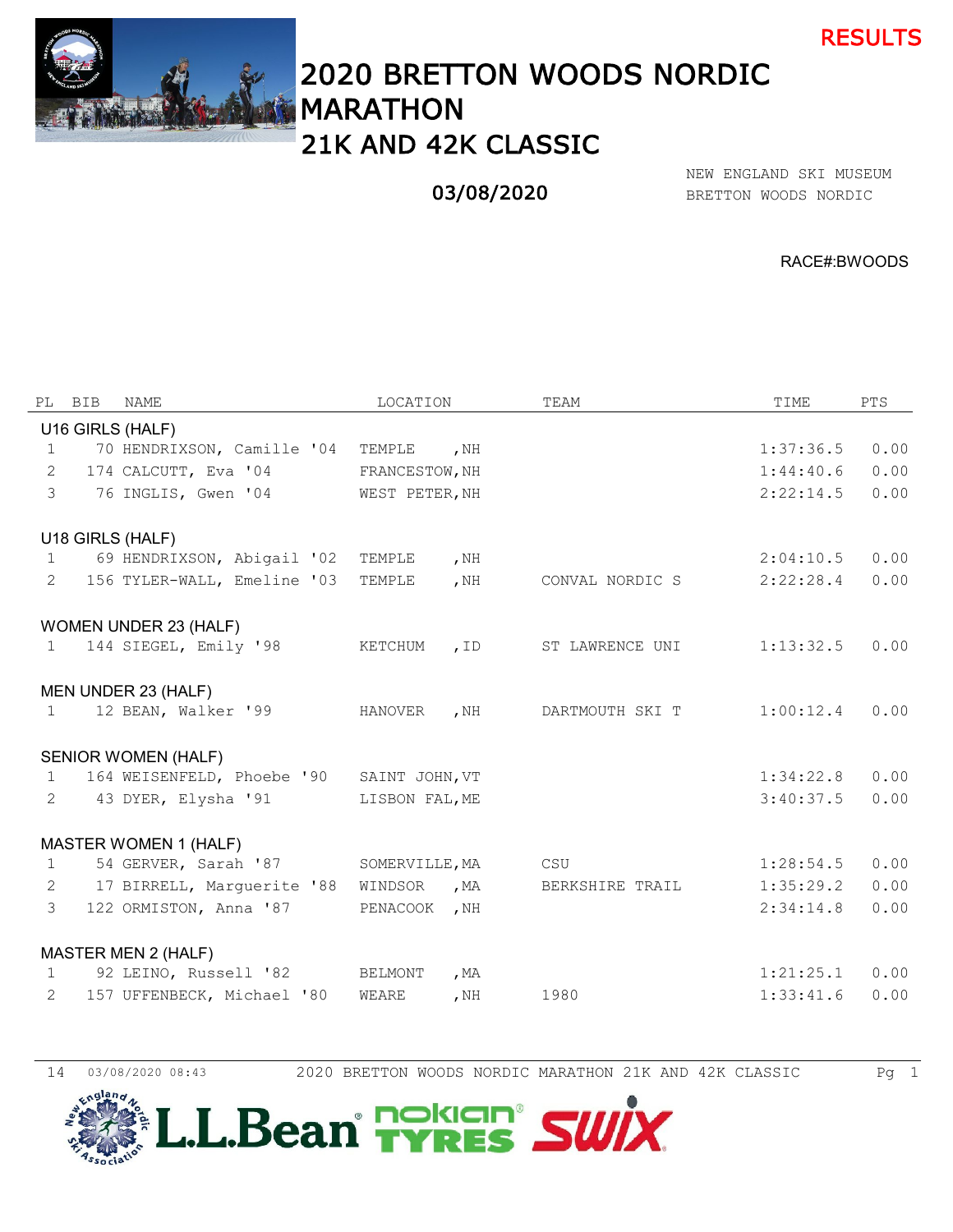RESULTS

# 2020 BRETTON WOODS NORDIC MARATHON

## 21K AND 42K CLASSIC

03/08/2020

NEW ENGLAND SKI MUSEUM
BRETTON WOODS NORDIC

RACE#:BWOODS

| PL | BIB | NAME | LOCATION | TEAM | TIME | PTS |
|---|---|---|---|---|---|---|
| **U16 GIRLS (HALF)** | | | | | | |
| 1 | 70 | HENDRIXSON, Camille '04 | TEMPLE ,NH | | 1:37:36.5 | 0.00 |
| 2 | 174 | CALCUTT, Eva '04 | FRANCESTOW,NH | | 1:44:40.6 | 0.00 |
| 3 | 76 | INGLIS, Gwen '04 | WEST PETER,NH | | 2:22:14.5 | 0.00 |
| **U18 GIRLS (HALF)** | | | | | | |
| 1 | 69 | HENDRIXSON, Abigail '02 | TEMPLE ,NH | | 2:04:10.5 | 0.00 |
| 2 | 156 | TYLER-WALL, Emeline '03 | TEMPLE ,NH | CONVAL NORDIC S | 2:22:28.4 | 0.00 |
| **WOMEN UNDER 23 (HALF)** | | | | | | |
| 1 | 144 | SIEGEL, Emily '98 | KETCHUM ,ID | ST LAWRENCE UNI | 1:13:32.5 | 0.00 |
| **MEN UNDER 23 (HALF)** | | | | | | |
| 1 | 12 | BEAN, Walker '99 | HANOVER ,NH | DARTMOUTH SKI T | 1:00:12.4 | 0.00 |
| **SENIOR WOMEN (HALF)** | | | | | | |
| 1 | 164 | WEISENFELD, Phoebe '90 | SAINT JOHN,VT | | 1:34:22.8 | 0.00 |
| 2 | 43 | DYER, Elysha '91 | LISBON FAL,ME | | 3:40:37.5 | 0.00 |
| **MASTER WOMEN 1 (HALF)** | | | | | | |
| 1 | 54 | GERVER, Sarah '87 | SOMERVILLE,MA | CSU | 1:28:54.5 | 0.00 |
| 2 | 17 | BIRRELL, Marguerite '88 | WINDSOR ,MA | BERKSHIRE TRAIL | 1:35:29.2 | 0.00 |
| 3 | 122 | ORMISTON, Anna '87 | PENACOOK ,NH | | 2:34:14.8 | 0.00 |
| **MASTER MEN 2 (HALF)** | | | | | | |
| 1 | 92 | LEINO, Russell '82 | BELMONT ,MA | | 1:21:25.1 | 0.00 |
| 2 | 157 | UFFENBECK, Michael '80 | WEARE ,NH | 1980 | 1:33:41.6 | 0.00 |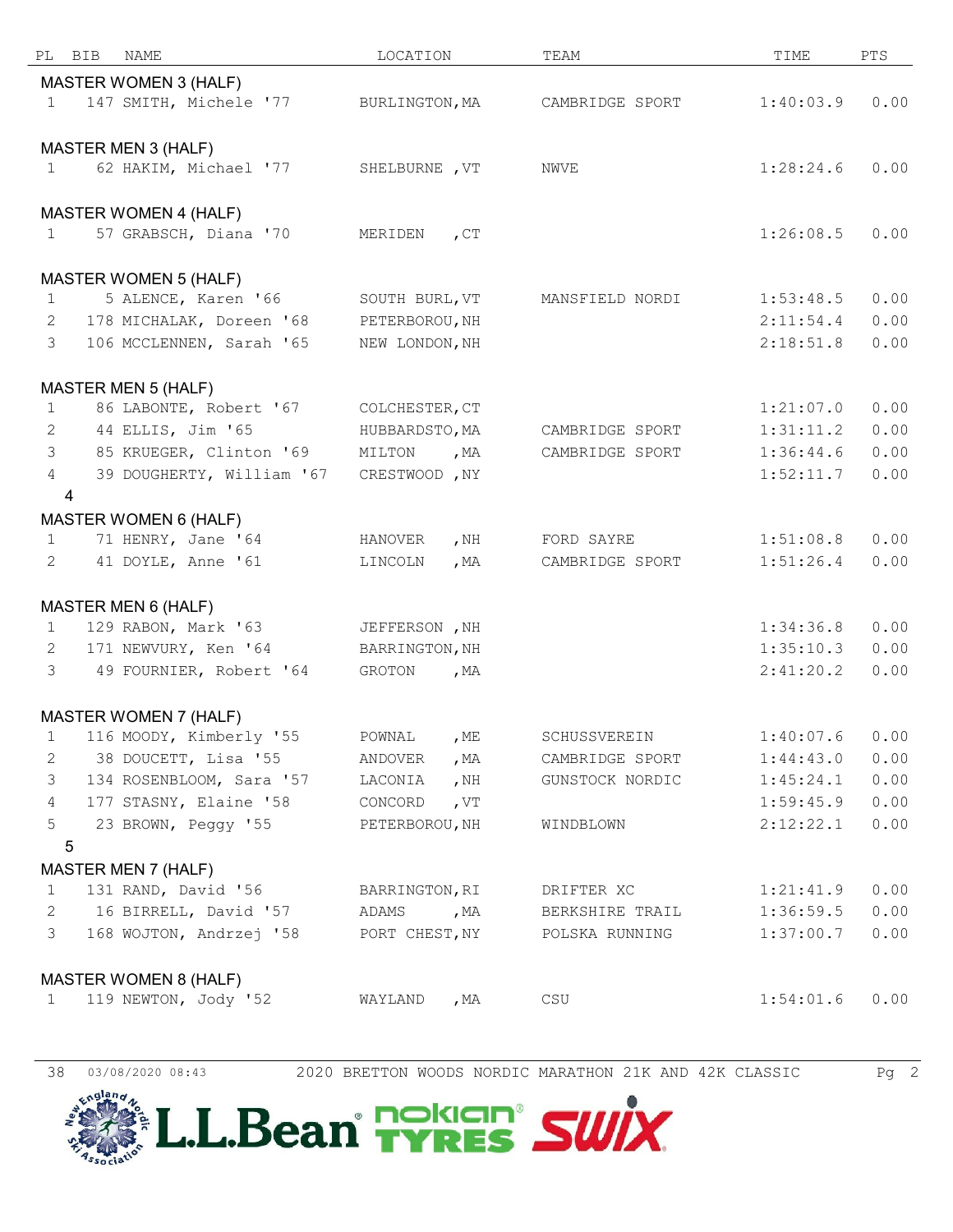| PL | BIB | NAME | LOCATION | TEAM | TIME | PTS |
|---|---|---|---|---|---|---|
| **MASTER WOMEN 3 (HALF)** | | | | | | |
| 1 | 147 | SMITH, Michele '77 | BURLINGTON,MA | CAMBRIDGE SPORT | 1:40:03.9 | 0.00 |
| **MASTER MEN 3 (HALF)** | | | | | | |
| 1 | 62 | HAKIM, Michael '77 | SHELBURNE ,VT | NWVE | 1:28:24.6 | 0.00 |
| **MASTER WOMEN 4 (HALF)** | | | | | | |
| 1 | 57 | GRABSCH, Diana '70 | MERIDEN ,CT | | 1:26:08.5 | 0.00 |
| **MASTER WOMEN 5 (HALF)** | | | | | | |
| 1 | 5 | ALENCE, Karen '66 | SOUTH BURL,VT | MANSFIELD NORDI | 1:53:48.5 | 0.00 |
| 2 | 178 | MICHALAK, Doreen '68 | PETERBOROU,NH | | 2:11:54.4 | 0.00 |
| 3 | 106 | MCCLENNEN, Sarah '65 | NEW LONDON,NH | | 2:18:51.8 | 0.00 |
| **MASTER MEN 5 (HALF)** | | | | | | |
| 1 | 86 | LABONTE, Robert '67 | COLCHESTER,CT | | 1:21:07.0 | 0.00 |
| 2 | 44 | ELLIS, Jim '65 | HUBBARDSTO,MA | CAMBRIDGE SPORT | 1:31:11.2 | 0.00 |
| 3 | 85 | KRUEGER, Clinton '69 | MILTON ,MA | CAMBRIDGE SPORT | 1:36:44.6 | 0.00 |
| 4 | 39 | DOUGHERTY, William '67 | CRESTWOOD ,NY | | 1:52:11.7 | 0.00 |
| 4 | | | | | | |
| **MASTER WOMEN 6 (HALF)** | | | | | | |
| 1 | 71 | HENRY, Jane '64 | HANOVER ,NH | FORD SAYRE | 1:51:08.8 | 0.00 |
| 2 | 41 | DOYLE, Anne '61 | LINCOLN ,MA | CAMBRIDGE SPORT | 1:51:26.4 | 0.00 |
| **MASTER MEN 6 (HALF)** | | | | | | |
| 1 | 129 | RABON, Mark '63 | JEFFERSON ,NH | | 1:34:36.8 | 0.00 |
| 2 | 171 | NEWVURY, Ken '64 | BARRINGTON,NH | | 1:35:10.3 | 0.00 |
| 3 | 49 | FOURNIER, Robert '64 | GROTON ,MA | | 2:41:20.2 | 0.00 |
| **MASTER WOMEN 7 (HALF)** | | | | | | |
| 1 | 116 | MOODY, Kimberly '55 | POWNAL ,ME | SCHUSSVEREIN | 1:40:07.6 | 0.00 |
| 2 | 38 | DOUCETT, Lisa '55 | ANDOVER ,MA | CAMBRIDGE SPORT | 1:44:43.0 | 0.00 |
| 3 | 134 | ROSENBLOOM, Sara '57 | LACONIA ,NH | GUNSTOCK NORDIC | 1:45:24.1 | 0.00 |
| 4 | 177 | STASNY, Elaine '58 | CONCORD ,VT | | 1:59:45.9 | 0.00 |
| 5 | 23 | BROWN, Peggy '55 | PETERBOROU,NH | WINDBLOWN | 2:12:22.1 | 0.00 |
| 5 | | | | | | |
| **MASTER MEN 7 (HALF)** | | | | | | |
| 1 | 131 | RAND, David '56 | BARRINGTON,RI | DRIFTER XC | 1:21:41.9 | 0.00 |
| 2 | 16 | BIRRELL, David '57 | ADAMS ,MA | BERKSHIRE TRAIL | 1:36:59.5 | 0.00 |
| 3 | 168 | WOJTON, Andrzej '58 | PORT CHEST,NY | POLSKA RUNNING | 1:37:00.7 | 0.00 |
| **MASTER WOMEN 8 (HALF)** | | | | | | |
| 1 | 119 | NEWTON, Jody '52 | WAYLAND ,MA | CSU | 1:54:01.6 | 0.00 |

38 03/08/2020 08:43 2020 BRETTON WOODS NORDIC MARATHON 21K AND 42K CLASSIC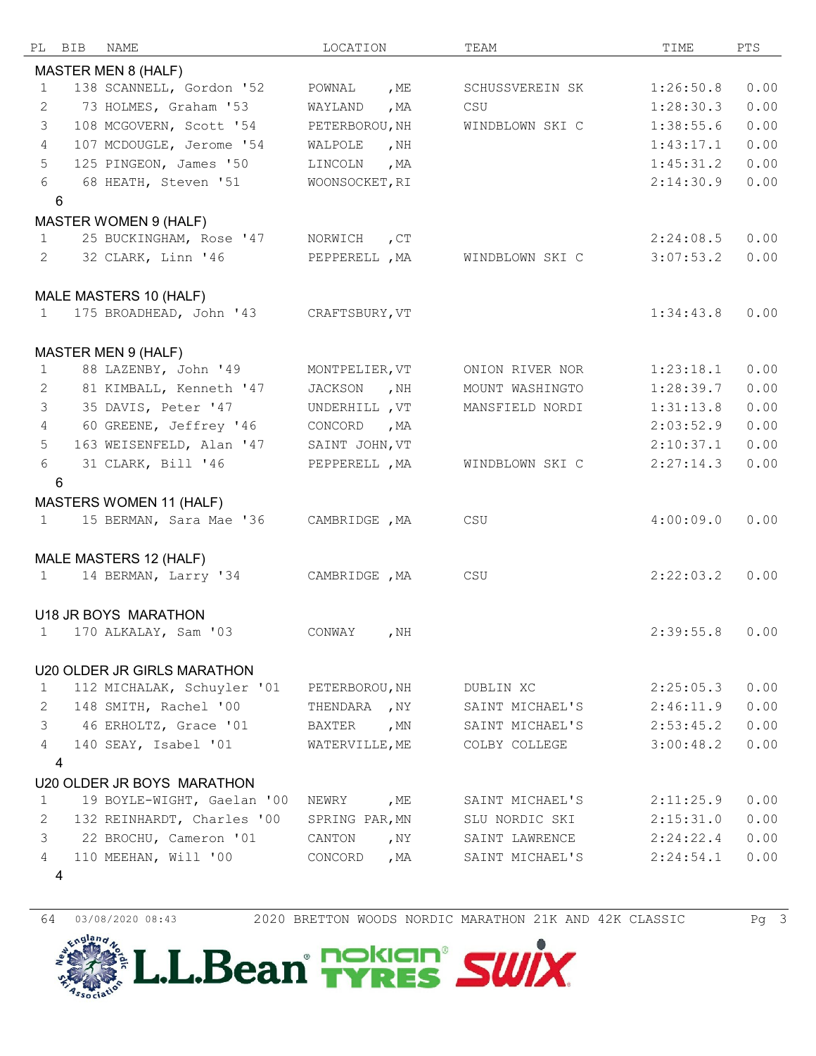| PL | BIB | NAME | LOCATION | TEAM | TIME | PTS |
|---|---|---|---|---|---|---|
| **MASTER MEN 8 (HALF)** | | | | | | |
| 1 | 138 | SCANNELL, Gordon '52 | POWNAL , ME | SCHUSSVEREIN SK | 1:26:50.8 | 0.00 |
| 2 | 73 | HOLMES, Graham '53 | WAYLAND , MA | CSU | 1:28:30.3 | 0.00 |
| 3 | 108 | MCGOVERN, Scott '54 | PETERBOROU, NH | WINDBLOWN SKI C | 1:38:55.6 | 0.00 |
| 4 | 107 | MCDOUGLE, Jerome '54 | WALPOLE , NH | | 1:43:17.1 | 0.00 |
| 5 | 125 | PINGEON, James '50 | LINCOLN , MA | | 1:45:31.2 | 0.00 |
| 6 | 68 | HEATH, Steven '51 | WOONSOCKET, RI | | 2:14:30.9 | 0.00 |
| 6 | | | | | | |
| **MASTER WOMEN 9 (HALF)** | | | | | | |
| 1 | 25 | BUCKINGHAM, Rose '47 | NORWICH , CT | | 2:24:08.5 | 0.00 |
| 2 | 32 | CLARK, Linn '46 | PEPPERELL , MA | WINDBLOWN SKI C | 3:07:53.2 | 0.00 |
| **MALE MASTERS 10 (HALF)** | | | | | | |
| 1 | 175 | BROADHEAD, John '43 | CRAFTSBURY, VT | | 1:34:43.8 | 0.00 |
| **MASTER MEN 9 (HALF)** | | | | | | |
| 1 | 88 | LAZENBY, John '49 | MONTPELIER, VT | ONION RIVER NOR | 1:23:18.1 | 0.00 |
| 2 | 81 | KIMBALL, Kenneth '47 | JACKSON , NH | MOUNT WASHINGTO | 1:28:39.7 | 0.00 |
| 3 | 35 | DAVIS, Peter '47 | UNDERHILL , VT | MANSFIELD NORDI | 1:31:13.8 | 0.00 |
| 4 | 60 | GREENE, Jeffrey '46 | CONCORD , MA | | 2:03:52.9 | 0.00 |
| 5 | 163 | WEISENFELD, Alan '47 | SAINT JOHN, VT | | 2:10:37.1 | 0.00 |
| 6 | 31 | CLARK, Bill '46 | PEPPERELL , MA | WINDBLOWN SKI C | 2:27:14.3 | 0.00 |
| 6 | | | | | | |
| **MASTERS WOMEN 11 (HALF)** | | | | | | |
| 1 | 15 | BERMAN, Sara Mae '36 | CAMBRIDGE , MA | CSU | 4:00:09.0 | 0.00 |
| **MALE MASTERS 12 (HALF)** | | | | | | |
| 1 | 14 | BERMAN, Larry '34 | CAMBRIDGE , MA | CSU | 2:22:03.2 | 0.00 |
| **U18 JR BOYS MARATHON** | | | | | | |
| 1 | 170 | ALKALAY, Sam '03 | CONWAY , NH | | 2:39:55.8 | 0.00 |
| **U20 OLDER JR GIRLS MARATHON** | | | | | | |
| 1 | 112 | MICHALAK, Schuyler '01 | PETERBOROU, NH | DUBLIN XC | 2:25:05.3 | 0.00 |
| 2 | 148 | SMITH, Rachel '00 | THENDARA , NY | SAINT MICHAEL'S | 2:46:11.9 | 0.00 |
| 3 | 46 | ERHOLTZ, Grace '01 | BAXTER , MN | SAINT MICHAEL'S | 2:53:45.2 | 0.00 |
| 4 | 140 | SEAY, Isabel '01 | WATERVILLE, ME | COLBY COLLEGE | 3:00:48.2 | 0.00 |
| 4 | | | | | | |
| **U20 OLDER JR BOYS MARATHON** | | | | | | |
| 1 | 19 | BOYLE-WIGHT, Gaelan '00 | NEWRY , ME | SAINT MICHAEL'S | 2:11:25.9 | 0.00 |
| 2 | 132 | REINHARDT, Charles '00 | SPRING PAR, MN | SLU NORDIC SKI | 2:15:31.0 | 0.00 |
| 3 | 22 | BROCHU, Cameron '01 | CANTON , NY | SAINT LAWRENCE | 2:24:22.4 | 0.00 |
| 4 | 110 | MEEHAN, Will '00 | CONCORD , MA | SAINT MICHAEL'S | 2:24:54.1 | 0.00 |
| 4 | | | | | | |

64 03/08/2020 08:43 2020 BRETTON WOODS NORDIC MARATHON 21K AND 42K CLASSIC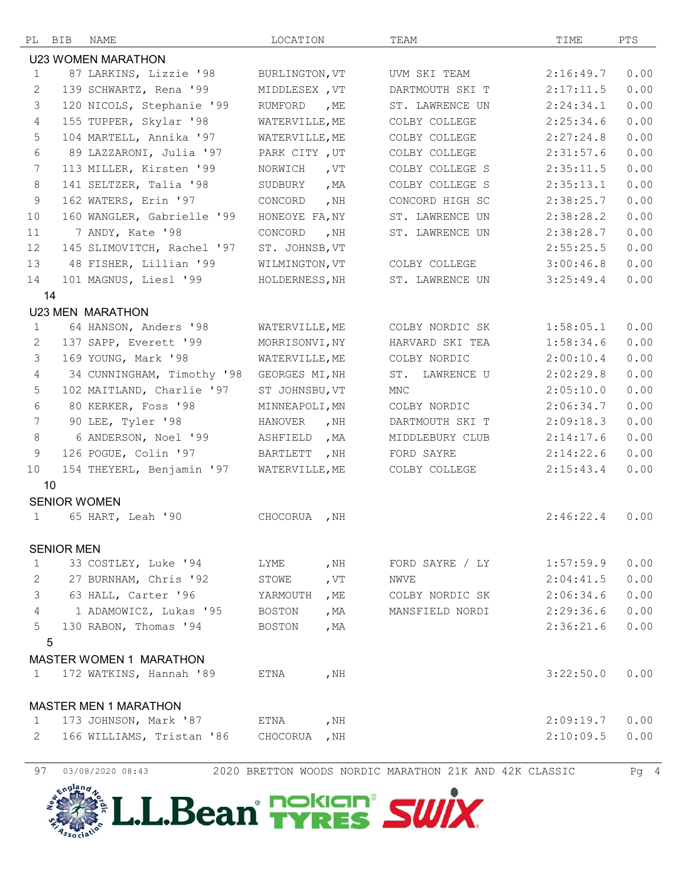| PL | BIB | NAME | LOCATION | TEAM | TIME | PTS |
|---|---|---|---|---|---|---|
| **U23 WOMEN MARATHON** | | | | | | |
| 1 | 87 | LARKINS, Lizzie '98 | BURLINGTON,VT | UVM SKI TEAM | 2:16:49.7 | 0.00 |
| 2 | 139 | SCHWARTZ, Rena '99 | MIDDLESEX ,VT | DARTMOUTH SKI T | 2:17:11.5 | 0.00 |
| 3 | 120 | NICOLS, Stephanie '99 | RUMFORD ,ME | ST. LAWRENCE UN | 2:24:34.1 | 0.00 |
| 4 | 155 | TUPPER, Skylar '98 | WATERVILLE,ME | COLBY COLLEGE | 2:25:34.6 | 0.00 |
| 5 | 104 | MARTELL, Annika '97 | WATERVILLE,ME | COLBY COLLEGE | 2:27:24.8 | 0.00 |
| 6 | 89 | LAZZARONI, Julia '97 | PARK CITY ,UT | COLBY COLLEGE | 2:31:57.6 | 0.00 |
| 7 | 113 | MILLER, Kirsten '99 | NORWICH ,VT | COLBY COLLEGE S | 2:35:11.5 | 0.00 |
| 8 | 141 | SELTZER, Talia '98 | SUDBURY ,MA | COLBY COLLEGE S | 2:35:13.1 | 0.00 |
| 9 | 162 | WATERS, Erin '97 | CONCORD ,NH | CONCORD HIGH SC | 2:38:25.7 | 0.00 |
| 10 | 160 | WANGLER, Gabrielle '99 | HONEOYE FA,NY | ST. LAWRENCE UN | 2:38:28.2 | 0.00 |
| 11 | 7 | ANDY, Kate '98 | CONCORD ,NH | ST. LAWRENCE UN | 2:38:28.7 | 0.00 |
| 12 | 145 | SLIMOVITCH, Rachel '97 | ST. JOHNSB,VT | | 2:55:25.5 | 0.00 |
| 13 | 48 | FISHER, Lillian '99 | WILMINGTON,VT | COLBY COLLEGE | 3:00:46.8 | 0.00 |
| 14 | 101 | MAGNUS, Liesl '99 | HOLDERNESS,NH | ST. LAWRENCE UN | 3:25:49.4 | 0.00 |
| 14 | | | | | | |
| **U23 MEN MARATHON** | | | | | | |
| 1 | 64 | HANSON, Anders '98 | WATERVILLE,ME | COLBY NORDIC SK | 1:58:05.1 | 0.00 |
| 2 | 137 | SAPP, Everett '99 | MORRISONVI,NY | HARVARD SKI TEA | 1:58:34.6 | 0.00 |
| 3 | 169 | YOUNG, Mark '98 | WATERVILLE,ME | COLBY NORDIC | 2:00:10.4 | 0.00 |
| 4 | 34 | CUNNINGHAM, Timothy '98 | GEORGES MI,NH | ST. LAWRENCE U | 2:02:29.8 | 0.00 |
| 5 | 102 | MAITLAND, Charlie '97 | ST JOHNSBU,VT | MNC | 2:05:10.0 | 0.00 |
| 6 | 80 | KERKER, Foss '98 | MINNEAPOLI,MN | COLBY NORDIC | 2:06:34.7 | 0.00 |
| 7 | 90 | LEE, Tyler '98 | HANOVER ,NH | DARTMOUTH SKI T | 2:09:18.3 | 0.00 |
| 8 | 6 | ANDERSON, Noel '99 | ASHFIELD ,MA | MIDDLEBURY CLUB | 2:14:17.6 | 0.00 |
| 9 | 126 | POGUE, Colin '97 | BARTLETT ,NH | FORD SAYRE | 2:14:22.6 | 0.00 |
| 10 | 154 | THEYERL, Benjamin '97 | WATERVILLE,ME | COLBY COLLEGE | 2:15:43.4 | 0.00 |
| 10 | | | | | | |
| **SENIOR WOMEN** | | | | | | |
| 1 | 65 | HART, Leah '90 | CHOCORUA ,NH | | 2:46:22.4 | 0.00 |
| **SENIOR MEN** | | | | | | |
| 1 | 33 | COSTLEY, Luke '94 | LYME ,NH | FORD SAYRE / LY | 1:57:59.9 | 0.00 |
| 2 | 27 | BURNHAM, Chris '92 | STOWE ,VT | NWVE | 2:04:41.5 | 0.00 |
| 3 | 63 | HALL, Carter '96 | YARMOUTH ,ME | COLBY NORDIC SK | 2:06:34.6 | 0.00 |
| 4 | 1 | ADAMOWICZ, Lukas '95 | BOSTON ,MA | MANSFIELD NORDI | 2:29:36.6 | 0.00 |
| 5 | 130 | RABON, Thomas '94 | BOSTON ,MA | | 2:36:21.6 | 0.00 |
| 5 | | | | | | |
| **MASTER WOMEN 1 MARATHON** | | | | | | |
| 1 | 172 | WATKINS, Hannah '89 | ETNA ,NH | | 3:22:50.0 | 0.00 |
| **MASTER MEN 1 MARATHON** | | | | | | |
| 1 | 173 | JOHNSON, Mark '87 | ETNA ,NH | | 2:09:19.7 | 0.00 |
| 2 | 166 | WILLIAMS, Tristan '86 | CHOCORUA ,NH | | 2:10:09.5 | 0.00 |

97 03/08/2020 08:43 2020 BRETTON WOODS NORDIC MARATHON 21K AND 42K CLASSIC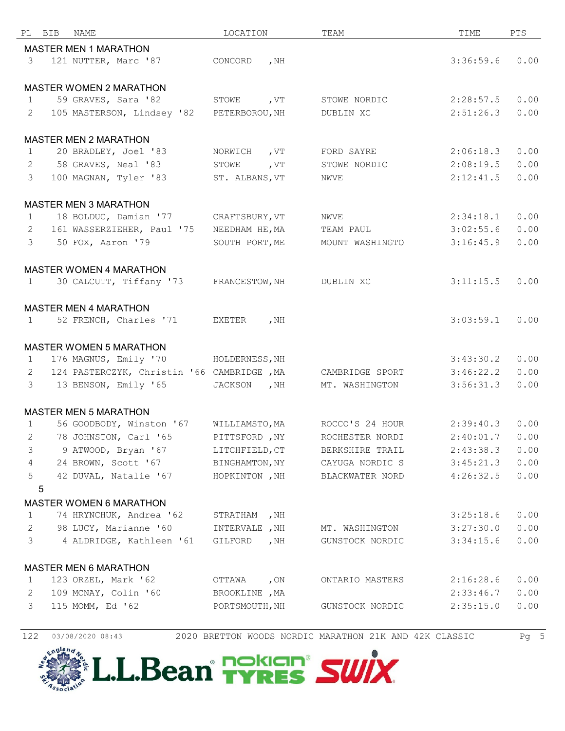| PL | BIB | NAME | LOCATION | TEAM | TIME | PTS |
|---|---|---|---|---|---|---|
| **MASTER MEN 1 MARATHON** | | | | | | |
| 3 | 121 | NUTTER, Marc '87 | CONCORD , NH | | 3:36:59.6 | 0.00 |
| **MASTER WOMEN 2 MARATHON** | | | | | | |
| 1 | 59 | GRAVES, Sara '82 | STOWE , VT | STOWE NORDIC | 2:28:57.5 | 0.00 |
| 2 | 105 | MASTERSON, Lindsey '82 | PETERBOROU, NH | DUBLIN XC | 2:51:26.3 | 0.00 |
| **MASTER MEN 2 MARATHON** | | | | | | |
| 1 | 20 | BRADLEY, Joel '83 | NORWICH , VT | FORD SAYRE | 2:06:18.3 | 0.00 |
| 2 | 58 | GRAVES, Neal '83 | STOWE , VT | STOWE NORDIC | 2:08:19.5 | 0.00 |
| 3 | 100 | MAGNAN, Tyler '83 | ST. ALBANS, VT | NWVE | 2:12:41.5 | 0.00 |
| **MASTER MEN 3 MARATHON** | | | | | | |
| 1 | 18 | BOLDUC, Damian '77 | CRAFTSBURY, VT | NWVE | 2:34:18.1 | 0.00 |
| 2 | 161 | WASSERZIEHER, Paul '75 | NEEDHAM HE, MA | TEAM PAUL | 3:02:55.6 | 0.00 |
| 3 | 50 | FOX, Aaron '79 | SOUTH PORT, ME | MOUNT WASHINGTO | 3:16:45.9 | 0.00 |
| **MASTER WOMEN 4 MARATHON** | | | | | | |
| 1 | 30 | CALCUTT, Tiffany '73 | FRANCESTOW, NH | DUBLIN XC | 3:11:15.5 | 0.00 |
| **MASTER MEN 4 MARATHON** | | | | | | |
| 1 | 52 | FRENCH, Charles '71 | EXETER , NH | | 3:03:59.1 | 0.00 |
| **MASTER WOMEN 5 MARATHON** | | | | | | |
| 1 | 176 | MAGNUS, Emily '70 | HOLDERNESS, NH | | 3:43:30.2 | 0.00 |
| 2 | 124 | PASTERCZYK, Christin '66 | CAMBRIDGE , MA | CAMBRIDGE SPORT | 3:46:22.2 | 0.00 |
| 3 | 13 | BENSON, Emily '65 | JACKSON , NH | MT. WASHINGTON | 3:56:31.3 | 0.00 |
| **MASTER MEN 5 MARATHON** | | | | | | |
| 1 | 56 | GOODBODY, Winston '67 | WILLIAMSTO, MA | ROCCO'S 24 HOUR | 2:39:40.3 | 0.00 |
| 2 | 78 | JOHNSTON, Carl '65 | PITTSFORD , NY | ROCHESTER NORDI | 2:40:01.7 | 0.00 |
| 3 | 9 | ATWOOD, Bryan '67 | LITCHFIELD, CT | BERKSHIRE TRAIL | 2:43:38.3 | 0.00 |
| 4 | 24 | BROWN, Scott '67 | BINGHAMTON, NY | CAYUGA NORDIC S | 3:45:21.3 | 0.00 |
| 5 | 42 | DUVAL, Natalie '67 | HOPKINTON , NH | BLACKWATER NORD | 4:26:32.5 | 0.00 |
| 5 | | | | | | |
| **MASTER WOMEN 6 MARATHON** | | | | | | |
| 1 | 74 | HRYNCHUK, Andrea '62 | STRATHAM , NH | | 3:25:18.6 | 0.00 |
| 2 | 98 | LUCY, Marianne '60 | INTERVALE , NH | MT. WASHINGTON | 3:27:30.0 | 0.00 |
| 3 | 4 | ALDRIDGE, Kathleen '61 | GILFORD , NH | GUNSTOCK NORDIC | 3:34:15.6 | 0.00 |
| **MASTER MEN 6 MARATHON** | | | | | | |
| 1 | 123 | ORZEL, Mark '62 | OTTAWA , ON | ONTARIO MASTERS | 2:16:28.6 | 0.00 |
| 2 | 109 | MCNAY, Colin '60 | BROOKLINE , MA | | 2:33:46.7 | 0.00 |
| 3 | 115 | MOMM, Ed '62 | PORTSMOUTH, NH | GUNSTOCK NORDIC | 2:35:15.0 | 0.00 |

122 03/08/2020 08:43 2020 BRETTON WOODS NORDIC MARATHON 21K AND 42K CLASSIC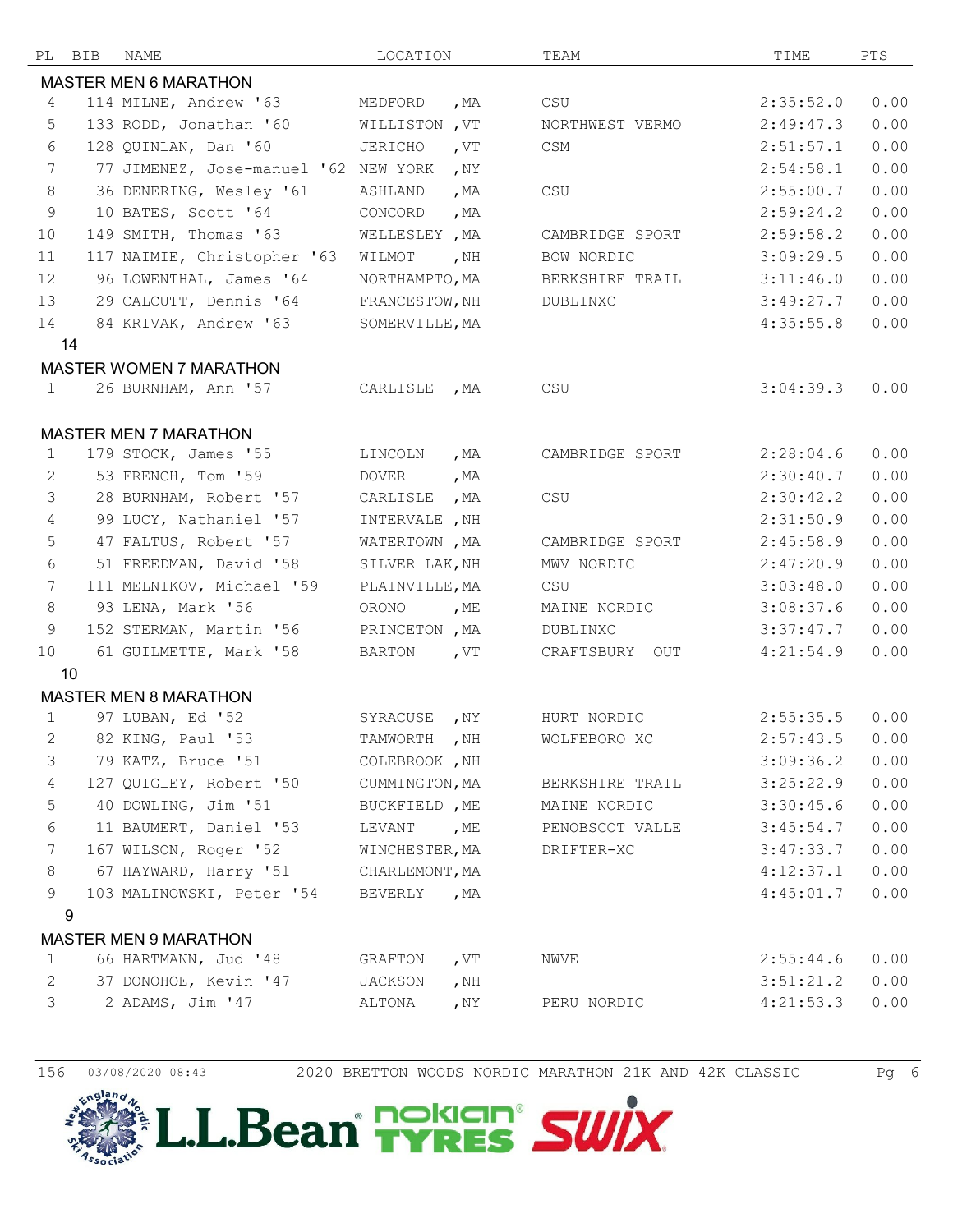| PL | BIB | NAME | LOCATION | TEAM | TIME | PTS |
|---|---|---|---|---|---|---|
| **MASTER MEN 6 MARATHON** | | | | | | |
| 4 | 114 | MILNE, Andrew '63 | MEDFORD ,MA | CSU | 2:35:52.0 | 0.00 |
| 5 | 133 | RODD, Jonathan '60 | WILLISTON ,VT | NORTHWEST VERMO | 2:49:47.3 | 0.00 |
| 6 | 128 | QUINLAN, Dan '60 | JERICHO ,VT | CSM | 2:51:57.1 | 0.00 |
| 7 | 77 | JIMENEZ, Jose-manuel '62 | NEW YORK ,NY | | 2:54:58.1 | 0.00 |
| 8 | 36 | DENERING, Wesley '61 | ASHLAND ,MA | CSU | 2:55:00.7 | 0.00 |
| 9 | 10 | BATES, Scott '64 | CONCORD ,MA | | 2:59:24.2 | 0.00 |
| 10 | 149 | SMITH, Thomas '63 | WELLESLEY ,MA | CAMBRIDGE SPORT | 2:59:58.2 | 0.00 |
| 11 | 117 | NAIMIE, Christopher '63 | WILMOT ,NH | BOW NORDIC | 3:09:29.5 | 0.00 |
| 12 | 96 | LOWENTHAL, James '64 | NORTHAMPTO,MA | BERKSHIRE TRAIL | 3:11:46.0 | 0.00 |
| 13 | 29 | CALCUTT, Dennis '64 | FRANCESTOW,NH | DUBLINXC | 3:49:27.7 | 0.00 |
| 14 | 84 | KRIVAK, Andrew '63 | SOMERVILLE,MA | | 4:35:55.8 | 0.00 |
| 14 | | | | | | |
| **MASTER WOMEN 7 MARATHON** | | | | | | |
| 1 | 26 | BURNHAM, Ann '57 | CARLISLE ,MA | CSU | 3:04:39.3 | 0.00 |
| **MASTER MEN 7 MARATHON** | | | | | | |
| 1 | 179 | STOCK, James '55 | LINCOLN ,MA | CAMBRIDGE SPORT | 2:28:04.6 | 0.00 |
| 2 | 53 | FRENCH, Tom '59 | DOVER ,MA | | 2:30:40.7 | 0.00 |
| 3 | 28 | BURNHAM, Robert '57 | CARLISLE ,MA | CSU | 2:30:42.2 | 0.00 |
| 4 | 99 | LUCY, Nathaniel '57 | INTERVALE ,NH | | 2:31:50.9 | 0.00 |
| 5 | 47 | FALTUS, Robert '57 | WATERTOWN ,MA | CAMBRIDGE SPORT | 2:45:58.9 | 0.00 |
| 6 | 51 | FREEDMAN, David '58 | SILVER LAK,NH | MWV NORDIC | 2:47:20.9 | 0.00 |
| 7 | 111 | MELNIKOV, Michael '59 | PLAINVILLE,MA | CSU | 3:03:48.0 | 0.00 |
| 8 | 93 | LENA, Mark '56 | ORONO ,ME | MAINE NORDIC | 3:08:37.6 | 0.00 |
| 9 | 152 | STERMAN, Martin '56 | PRINCETON ,MA | DUBLINXC | 3:37:47.7 | 0.00 |
| 10 | 61 | GUILMETTE, Mark '58 | BARTON ,VT | CRAFTSBURY OUT | 4:21:54.9 | 0.00 |
| 10 | | | | | | |
| **MASTER MEN 8 MARATHON** | | | | | | |
| 1 | 97 | LUBAN, Ed '52 | SYRACUSE ,NY | HURT NORDIC | 2:55:35.5 | 0.00 |
| 2 | 82 | KING, Paul '53 | TAMWORTH ,NH | WOLFEBORO XC | 2:57:43.5 | 0.00 |
| 3 | 79 | KATZ, Bruce '51 | COLEBROOK ,NH | | 3:09:36.2 | 0.00 |
| 4 | 127 | QUIGLEY, Robert '50 | CUMMINGTON,MA | BERKSHIRE TRAIL | 3:25:22.9 | 0.00 |
| 5 | 40 | DOWLING, Jim '51 | BUCKFIELD ,ME | MAINE NORDIC | 3:30:45.6 | 0.00 |
| 6 | 11 | BAUMERT, Daniel '53 | LEVANT ,ME | PENOBSCOT VALLE | 3:45:54.7 | 0.00 |
| 7 | 167 | WILSON, Roger '52 | WINCHESTER,MA | DRIFTER-XC | 3:47:33.7 | 0.00 |
| 8 | 67 | HAYWARD, Harry '51 | CHARLEMONT,MA | | 4:12:37.1 | 0.00 |
| 9 | 103 | MALINOWSKI, Peter '54 | BEVERLY ,MA | | 4:45:01.7 | 0.00 |
| 9 | | | | | | |
| **MASTER MEN 9 MARATHON** | | | | | | |
| 1 | 66 | HARTMANN, Jud '48 | GRAFTON ,VT | NWVE | 2:55:44.6 | 0.00 |
| 2 | 37 | DONOHOE, Kevin '47 | JACKSON ,NH | | 3:51:21.2 | 0.00 |
| 3 | 2 | ADAMS, Jim '47 | ALTONA ,NY | PERU NORDIC | 4:21:53.3 | 0.00 |

156 03/08/2020 08:43 2020 BRETTON WOODS NORDIC MARATHON 21K AND 42K CLASSIC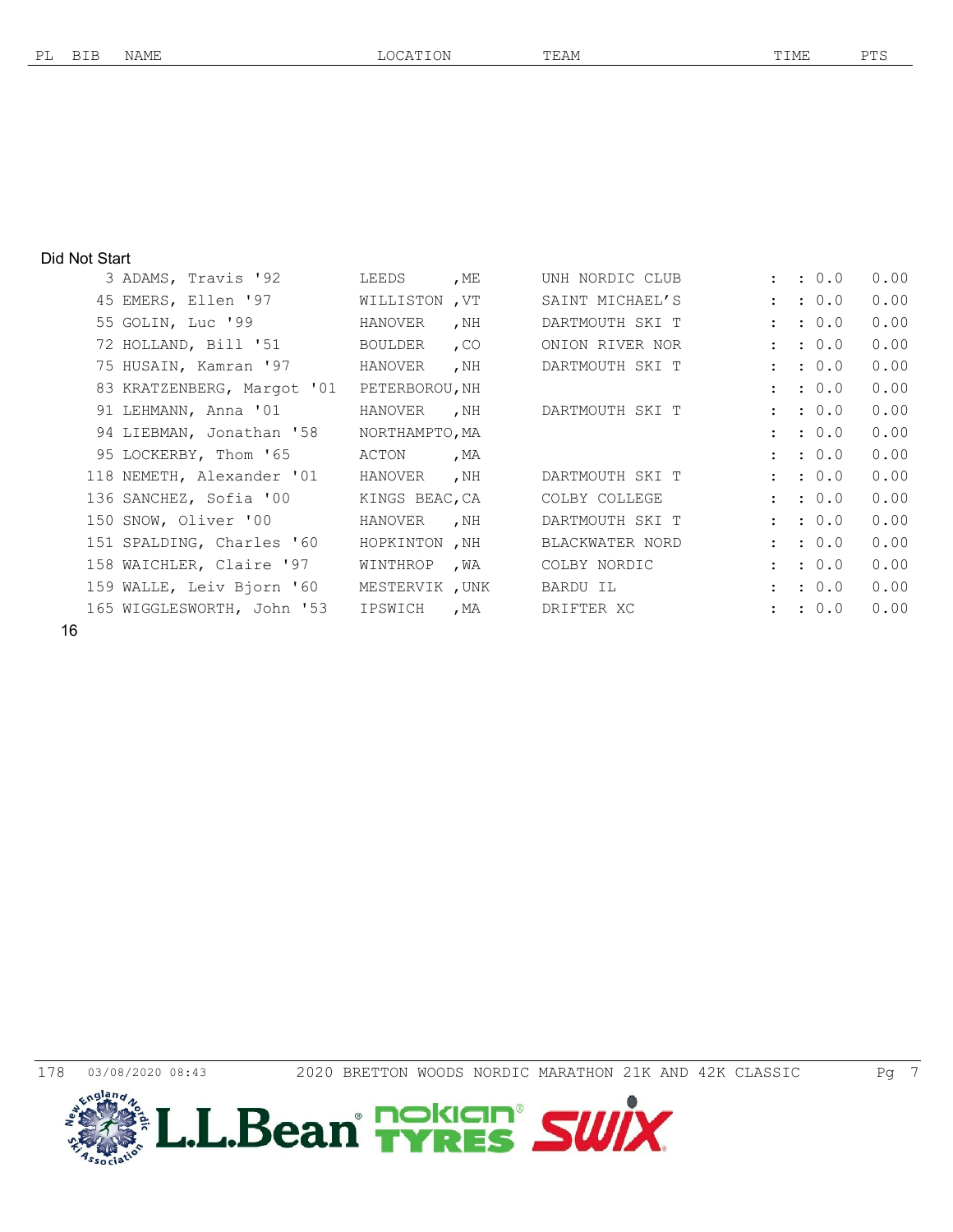## Did Not Start

| PL | BIB | NAME | LOCATION | TEAM | TIME | PTS |
|---|---|---|---|---|---|---|
| | 3 | ADAMS, Travis '92 | LEEDS , ME | UNH NORDIC CLUB | : : 0.0 | 0.00 |
| | 45 | EMERS, Ellen '97 | WILLISTON , VT | SAINT MICHAEL'S | : : 0.0 | 0.00 |
| | 55 | GOLIN, Luc '99 | HANOVER , NH | DARTMOUTH SKI T | : : 0.0 | 0.00 |
| | 72 | HOLLAND, Bill '51 | BOULDER , CO | ONION RIVER NOR | : : 0.0 | 0.00 |
| | 75 | HUSAIN, Kamran '97 | HANOVER , NH | DARTMOUTH SKI T | : : 0.0 | 0.00 |
| | 83 | KRATZENBERG, Margot '01 | PETERBOROU, NH | | : : 0.0 | 0.00 |
| | 91 | LEHMANN, Anna '01 | HANOVER , NH | DARTMOUTH SKI T | : : 0.0 | 0.00 |
| | 94 | LIEBMAN, Jonathan '58 | NORTHAMPTO, MA | | : : 0.0 | 0.00 |
| | 95 | LOCKERBY, Thom '65 | ACTON , MA | | : : 0.0 | 0.00 |
| | 118 | NEMETH, Alexander '01 | HANOVER , NH | DARTMOUTH SKI T | : : 0.0 | 0.00 |
| | 136 | SANCHEZ, Sofia '00 | KINGS BEAC, CA | COLBY COLLEGE | : : 0.0 | 0.00 |
| | 150 | SNOW, Oliver '00 | HANOVER , NH | DARTMOUTH SKI T | : : 0.0 | 0.00 |
| | 151 | SPALDING, Charles '60 | HOPKINTON , NH | BLACKWATER NORD | : : 0.0 | 0.00 |
| | 158 | WAICHLER, Claire '97 | WINTHROP , WA | COLBY NORDIC | : : 0.0 | 0.00 |
| | 159 | WALLE, Leiv Bjorn '60 | MESTERVIK , UNK | BARDU IL | : : 0.0 | 0.00 |
| | 165 | WIGGLESWORTH, John '53 | IPSWICH , MA | DRIFTER XC | : : 0.0 | 0.00 |

16

178 03/08/2020 08:43 2020 BRETTON WOODS NORDIC MARATHON 21K AND 42K CLASSIC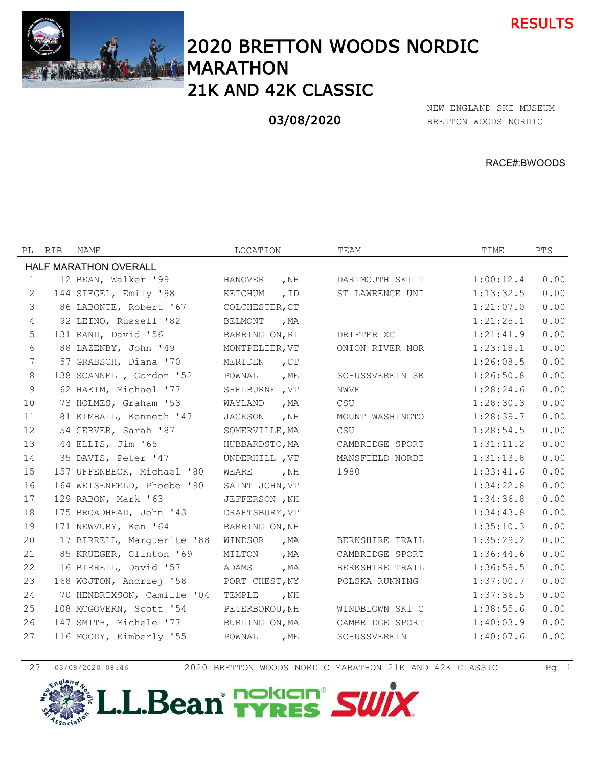RESULTS

# 2020 BRETTON WOODS NORDIC MARATHON
## 21K AND 42K CLASSIC

03/08/2020

NEW ENGLAND SKI MUSEUM
BRETTON WOODS NORDIC

RACE#:BWOODS

| PL | BIB | NAME | LOCATION | TEAM | TIME | PTS |
|---|---|---|---|---|---|---|
| **HALF MARATHON OVERALL** | | | | | | |
| 1 | 12 | BEAN, Walker '99 | HANOVER ,NH | DARTMOUTH SKI T | 1:00:12.4 | 0.00 |
| 2 | 144 | SIEGEL, Emily '98 | KETCHUM ,ID | ST LAWRENCE UNI | 1:13:32.5 | 0.00 |
| 3 | 86 | LABONTE, Robert '67 | COLCHESTER,CT | | 1:21:07.0 | 0.00 |
| 4 | 92 | LEINO, Russell '82 | BELMONT ,MA | | 1:21:25.1 | 0.00 |
| 5 | 131 | RAND, David '56 | BARRINGTON,RI | DRIFTER XC | 1:21:41.9 | 0.00 |
| 6 | 88 | LAZENBY, John '49 | MONTPELIER,VT | ONION RIVER NOR | 1:23:18.1 | 0.00 |
| 7 | 57 | GRABSCH, Diana '70 | MERIDEN ,CT | | 1:26:08.5 | 0.00 |
| 8 | 138 | SCANNELL, Gordon '52 | POWNAL ,ME | SCHUSSVEREIN SK | 1:26:50.8 | 0.00 |
| 9 | 62 | HAKIM, Michael '77 | SHELBURNE ,VT | NWVE | 1:28:24.6 | 0.00 |
| 10 | 73 | HOLMES, Graham '53 | WAYLAND ,MA | CSU | 1:28:30.3 | 0.00 |
| 11 | 81 | KIMBALL, Kenneth '47 | JACKSON ,NH | MOUNT WASHINGTO | 1:28:39.7 | 0.00 |
| 12 | 54 | GERVER, Sarah '87 | SOMERVILLE,MA | CSU | 1:28:54.5 | 0.00 |
| 13 | 44 | ELLIS, Jim '65 | HUBBARDSTO,MA | CAMBRIDGE SPORT | 1:31:11.2 | 0.00 |
| 14 | 35 | DAVIS, Peter '47 | UNDERHILL ,VT | MANSFIELD NORDI | 1:31:13.8 | 0.00 |
| 15 | 157 | UFFENBECK, Michael '80 | WEARE ,NH | 1980 | 1:33:41.6 | 0.00 |
| 16 | 164 | WEISENFELD, Phoebe '90 | SAINT JOHN,VT | | 1:34:22.8 | 0.00 |
| 17 | 129 | RABON, Mark '63 | JEFFERSON ,NH | | 1:34:36.8 | 0.00 |
| 18 | 175 | BROADHEAD, John '43 | CRAFTSBURY,VT | | 1:34:43.8 | 0.00 |
| 19 | 171 | NEWVURY, Ken '64 | BARRINGTON,NH | | 1:35:10.3 | 0.00 |
| 20 | 17 | BIRRELL, Marguerite '88 | WINDSOR ,MA | BERKSHIRE TRAIL | 1:35:29.2 | 0.00 |
| 21 | 85 | KRUEGER, Clinton '69 | MILTON ,MA | CAMBRIDGE SPORT | 1:36:44.6 | 0.00 |
| 22 | 16 | BIRRELL, David '57 | ADAMS ,MA | BERKSHIRE TRAIL | 1:36:59.5 | 0.00 |
| 23 | 168 | WOJTON, Andrzej '58 | PORT CHEST,NY | POLSKA RUNNING | 1:37:00.7 | 0.00 |
| 24 | 70 | HENDRIXSON, Camille '04 | TEMPLE ,NH | | 1:37:36.5 | 0.00 |
| 25 | 108 | MCGOVERN, Scott '54 | PETERBOROU,NH | WINDBLOWN SKI C | 1:38:55.6 | 0.00 |
| 26 | 147 | SMITH, Michele '77 | BURLINGTON,MA | CAMBRIDGE SPORT | 1:40:03.9 | 0.00 |
| 27 | 116 | MOODY, Kimberly '55 | POWNAL ,ME | SCHUSSVEREIN | 1:40:07.6 | 0.00 |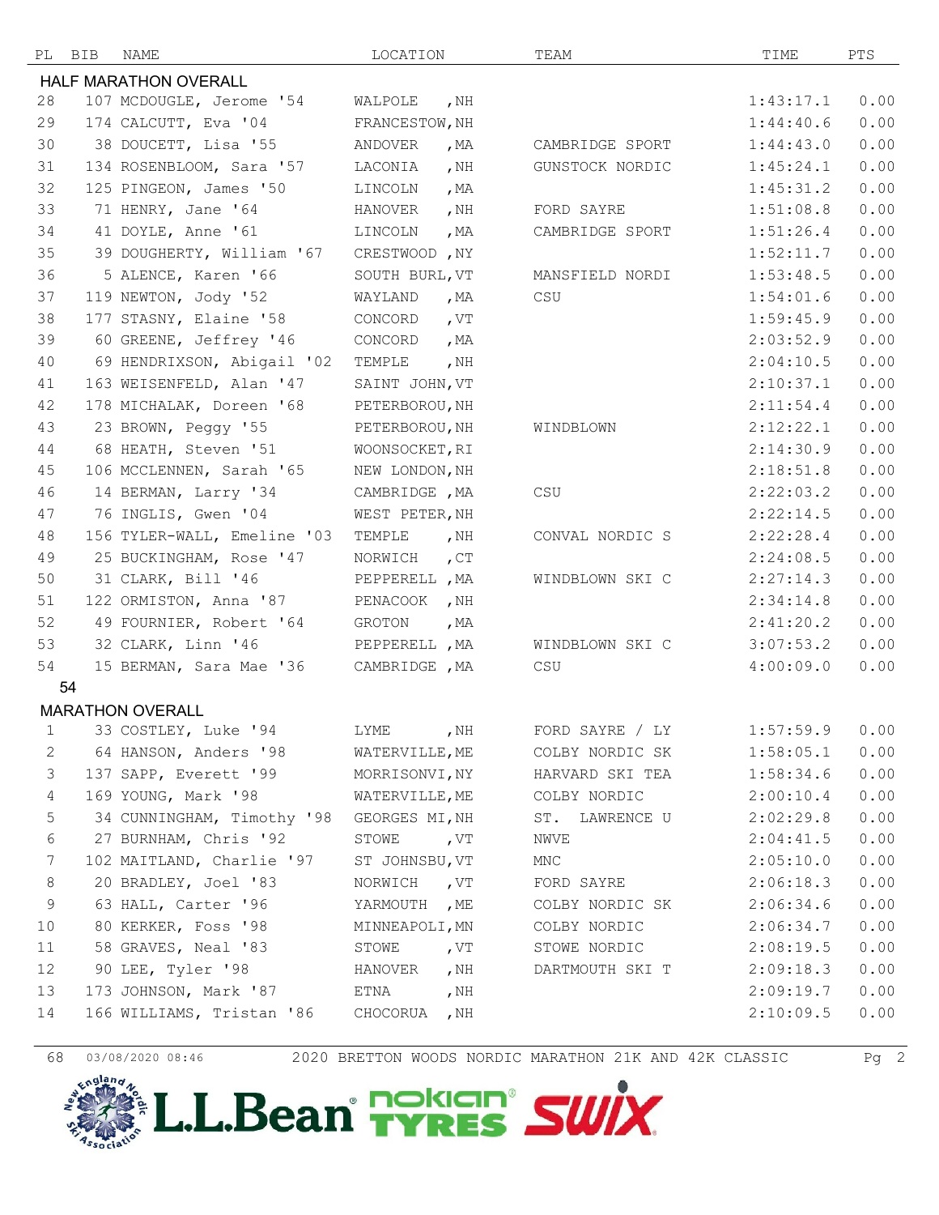| PL | BIB | NAME | LOCATION | TEAM | TIME | PTS |
|---|---|---|---|---|---|---|
| **HALF MARATHON OVERALL** | | | | | | |
| 28 | 107 | MCDOUGLE, Jerome '54 | WALPOLE , NH | | 1:43:17.1 | 0.00 |
| 29 | 174 | CALCUTT, Eva '04 | FRANCESTOW, NH | | 1:44:40.6 | 0.00 |
| 30 | 38 | DOUCETT, Lisa '55 | ANDOVER , MA | CAMBRIDGE SPORT | 1:44:43.0 | 0.00 |
| 31 | 134 | ROSENBLOOM, Sara '57 | LACONIA , NH | GUNSTOCK NORDIC | 1:45:24.1 | 0.00 |
| 32 | 125 | PINGEON, James '50 | LINCOLN , MA | | 1:45:31.2 | 0.00 |
| 33 | 71 | HENRY, Jane '64 | HANOVER , NH | FORD SAYRE | 1:51:08.8 | 0.00 |
| 34 | 41 | DOYLE, Anne '61 | LINCOLN , MA | CAMBRIDGE SPORT | 1:51:26.4 | 0.00 |
| 35 | 39 | DOUGHERTY, William '67 | CRESTWOOD , NY | | 1:52:11.7 | 0.00 |
| 36 | 5 | ALENCE, Karen '66 | SOUTH BURL, VT | MANSFIELD NORDI | 1:53:48.5 | 0.00 |
| 37 | 119 | NEWTON, Jody '52 | WAYLAND , MA | CSU | 1:54:01.6 | 0.00 |
| 38 | 177 | STASNY, Elaine '58 | CONCORD , VT | | 1:59:45.9 | 0.00 |
| 39 | 60 | GREENE, Jeffrey '46 | CONCORD , MA | | 2:03:52.9 | 0.00 |
| 40 | 69 | HENDRIXSON, Abigail '02 | TEMPLE , NH | | 2:04:10.5 | 0.00 |
| 41 | 163 | WEISENFELD, Alan '47 | SAINT JOHN, VT | | 2:10:37.1 | 0.00 |
| 42 | 178 | MICHALAK, Doreen '68 | PETERBOROU, NH | | 2:11:54.4 | 0.00 |
| 43 | 23 | BROWN, Peggy '55 | PETERBOROU, NH | WINDBLOWN | 2:12:22.1 | 0.00 |
| 44 | 68 | HEATH, Steven '51 | WOONSOCKET, RI | | 2:14:30.9 | 0.00 |
| 45 | 106 | MCCLENNEN, Sarah '65 | NEW LONDON, NH | | 2:18:51.8 | 0.00 |
| 46 | 14 | BERMAN, Larry '34 | CAMBRIDGE , MA | CSU | 2:22:03.2 | 0.00 |
| 47 | 76 | INGLIS, Gwen '04 | WEST PETER, NH | | 2:22:14.5 | 0.00 |
| 48 | 156 | TYLER-WALL, Emeline '03 | TEMPLE , NH | CONVAL NORDIC S | 2:22:28.4 | 0.00 |
| 49 | 25 | BUCKINGHAM, Rose '47 | NORWICH , CT | | 2:24:08.5 | 0.00 |
| 50 | 31 | CLARK, Bill '46 | PEPPERELL , MA | WINDBLOWN SKI C | 2:27:14.3 | 0.00 |
| 51 | 122 | ORMISTON, Anna '87 | PENACOOK , NH | | 2:34:14.8 | 0.00 |
| 52 | 49 | FOURNIER, Robert '64 | GROTON , MA | | 2:41:20.2 | 0.00 |
| 53 | 32 | CLARK, Linn '46 | PEPPERELL , MA | WINDBLOWN SKI C | 3:07:53.2 | 0.00 |
| 54 | 15 | BERMAN, Sara Mae '36 | CAMBRIDGE , MA | CSU | 4:00:09.0 | 0.00 |
| 54 | | | | | | |
| **MARATHON OVERALL** | | | | | | |
| 1 | 33 | COSTLEY, Luke '94 | LYME , NH | FORD SAYRE / LY | 1:57:59.9 | 0.00 |
| 2 | 64 | HANSON, Anders '98 | WATERVILLE, ME | COLBY NORDIC SK | 1:58:05.1 | 0.00 |
| 3 | 137 | SAPP, Everett '99 | MORRISONVI, NY | HARVARD SKI TEA | 1:58:34.6 | 0.00 |
| 4 | 169 | YOUNG, Mark '98 | WATERVILLE, ME | COLBY NORDIC | 2:00:10.4 | 0.00 |
| 5 | 34 | CUNNINGHAM, Timothy '98 | GEORGES MI, NH | ST. LAWRENCE U | 2:02:29.8 | 0.00 |
| 6 | 27 | BURNHAM, Chris '92 | STOWE , VT | NWVE | 2:04:41.5 | 0.00 |
| 7 | 102 | MAITLAND, Charlie '97 | ST JOHNSBU, VT | MNC | 2:05:10.0 | 0.00 |
| 8 | 20 | BRADLEY, Joel '83 | NORWICH , VT | FORD SAYRE | 2:06:18.3 | 0.00 |
| 9 | 63 | HALL, Carter '96 | YARMOUTH , ME | COLBY NORDIC SK | 2:06:34.6 | 0.00 |
| 10 | 80 | KERKER, Foss '98 | MINNEAPOLI, MN | COLBY NORDIC | 2:06:34.7 | 0.00 |
| 11 | 58 | GRAVES, Neal '83 | STOWE , VT | STOWE NORDIC | 2:08:19.5 | 0.00 |
| 12 | 90 | LEE, Tyler '98 | HANOVER , NH | DARTMOUTH SKI T | 2:09:18.3 | 0.00 |
| 13 | 173 | JOHNSON, Mark '87 | ETNA , NH | | 2:09:19.7 | 0.00 |
| 14 | 166 | WILLIAMS, Tristan '86 | CHOCORUA , NH | | 2:10:09.5 | 0.00 |

68 03/08/2020 08:46 2020 BRETTON WOODS NORDIC MARATHON 21K AND 42K CLASSIC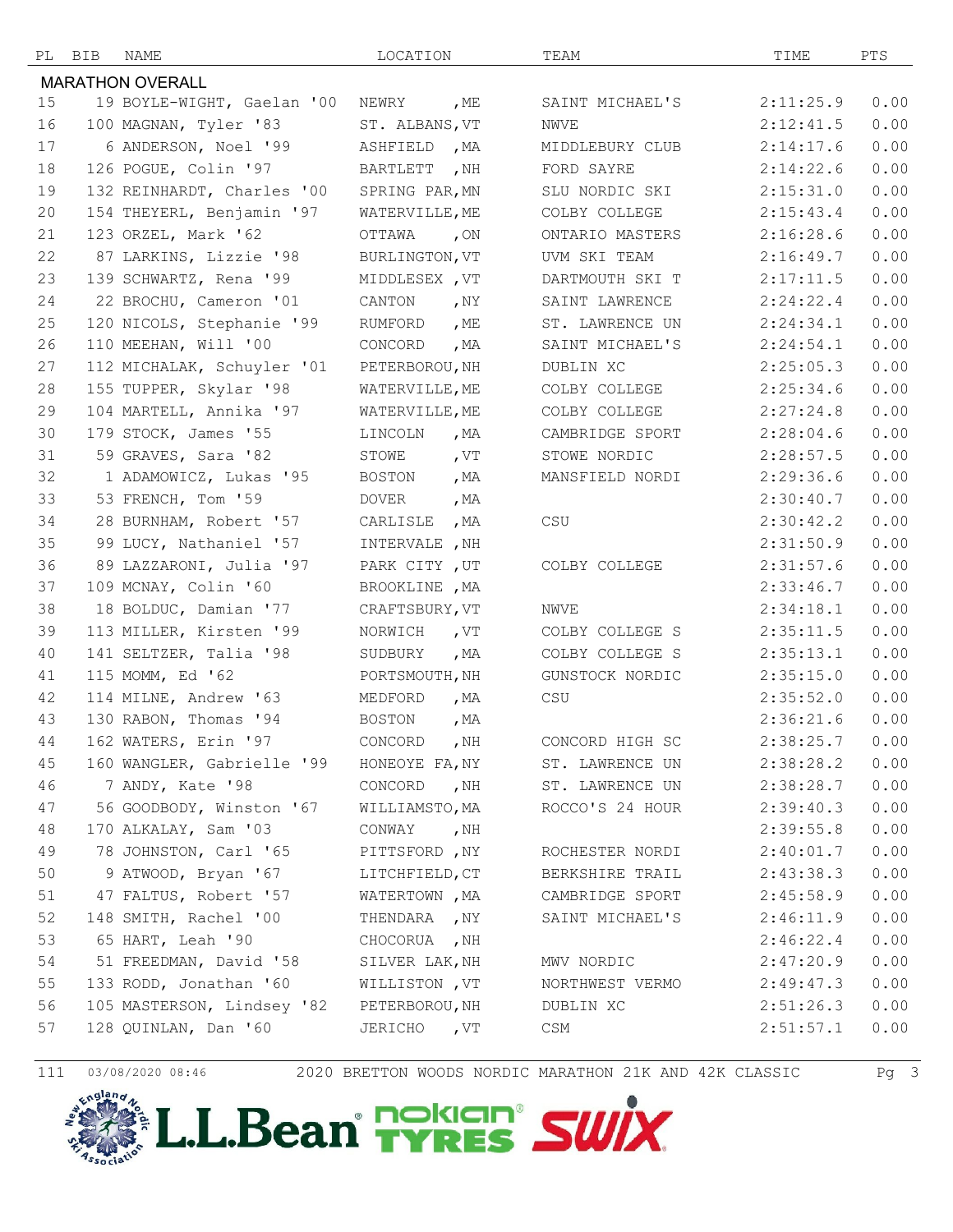| PL | BIB | NAME | LOCATION | TEAM | TIME | PTS |
|---|---|---|---|---|---|---|
| **MARATHON OVERALL** | | | | | | |
| 15 | 19 | BOYLE-WIGHT, Gaelan '00 | NEWRY , ME | SAINT MICHAEL'S | 2:11:25.9 | 0.00 |
| 16 | 100 | MAGNAN, Tyler '83 | ST. ALBANS, VT | NWVE | 2:12:41.5 | 0.00 |
| 17 | 6 | ANDERSON, Noel '99 | ASHFIELD , MA | MIDDLEBURY CLUB | 2:14:17.6 | 0.00 |
| 18 | 126 | POGUE, Colin '97 | BARTLETT , NH | FORD SAYRE | 2:14:22.6 | 0.00 |
| 19 | 132 | REINHARDT, Charles '00 | SPRING PAR, MN | SLU NORDIC SKI | 2:15:31.0 | 0.00 |
| 20 | 154 | THEYERL, Benjamin '97 | WATERVILLE, ME | COLBY COLLEGE | 2:15:43.4 | 0.00 |
| 21 | 123 | ORZEL, Mark '62 | OTTAWA , ON | ONTARIO MASTERS | 2:16:28.6 | 0.00 |
| 22 | 87 | LARKINS, Lizzie '98 | BURLINGTON, VT | UVM SKI TEAM | 2:16:49.7 | 0.00 |
| 23 | 139 | SCHWARTZ, Rena '99 | MIDDLESEX , VT | DARTMOUTH SKI T | 2:17:11.5 | 0.00 |
| 24 | 22 | BROCHU, Cameron '01 | CANTON , NY | SAINT LAWRENCE | 2:24:22.4 | 0.00 |
| 25 | 120 | NICOLS, Stephanie '99 | RUMFORD , ME | ST. LAWRENCE UN | 2:24:34.1 | 0.00 |
| 26 | 110 | MEEHAN, Will '00 | CONCORD , MA | SAINT MICHAEL'S | 2:24:54.1 | 0.00 |
| 27 | 112 | MICHALAK, Schuyler '01 | PETERBOROU, NH | DUBLIN XC | 2:25:05.3 | 0.00 |
| 28 | 155 | TUPPER, Skylar '98 | WATERVILLE, ME | COLBY COLLEGE | 2:25:34.6 | 0.00 |
| 29 | 104 | MARTELL, Annika '97 | WATERVILLE, ME | COLBY COLLEGE | 2:27:24.8 | 0.00 |
| 30 | 179 | STOCK, James '55 | LINCOLN , MA | CAMBRIDGE SPORT | 2:28:04.6 | 0.00 |
| 31 | 59 | GRAVES, Sara '82 | STOWE , VT | STOWE NORDIC | 2:28:57.5 | 0.00 |
| 32 | 1 | ADAMOWICZ, Lukas '95 | BOSTON , MA | MANSFIELD NORDI | 2:29:36.6 | 0.00 |
| 33 | 53 | FRENCH, Tom '59 | DOVER , MA | | 2:30:40.7 | 0.00 |
| 34 | 28 | BURNHAM, Robert '57 | CARLISLE , MA | CSU | 2:30:42.2 | 0.00 |
| 35 | 99 | LUCY, Nathaniel '57 | INTERVALE , NH | | 2:31:50.9 | 0.00 |
| 36 | 89 | LAZZARONI, Julia '97 | PARK CITY , UT | COLBY COLLEGE | 2:31:57.6 | 0.00 |
| 37 | 109 | MCNAY, Colin '60 | BROOKLINE , MA | | 2:33:46.7 | 0.00 |
| 38 | 18 | BOLDUC, Damian '77 | CRAFTSBURY, VT | NWVE | 2:34:18.1 | 0.00 |
| 39 | 113 | MILLER, Kirsten '99 | NORWICH , VT | COLBY COLLEGE S | 2:35:11.5 | 0.00 |
| 40 | 141 | SELTZER, Talia '98 | SUDBURY , MA | COLBY COLLEGE S | 2:35:13.1 | 0.00 |
| 41 | 115 | MOMM, Ed '62 | PORTSMOUTH, NH | GUNSTOCK NORDIC | 2:35:15.0 | 0.00 |
| 42 | 114 | MILNE, Andrew '63 | MEDFORD , MA | CSU | 2:35:52.0 | 0.00 |
| 43 | 130 | RABON, Thomas '94 | BOSTON , MA | | 2:36:21.6 | 0.00 |
| 44 | 162 | WATERS, Erin '97 | CONCORD , NH | CONCORD HIGH SC | 2:38:25.7 | 0.00 |
| 45 | 160 | WANGLER, Gabrielle '99 | HONEOYE FA, NY | ST. LAWRENCE UN | 2:38:28.2 | 0.00 |
| 46 | 7 | ANDY, Kate '98 | CONCORD , NH | ST. LAWRENCE UN | 2:38:28.7 | 0.00 |
| 47 | 56 | GOODBODY, Winston '67 | WILLIAMSTO, MA | ROCCO'S 24 HOUR | 2:39:40.3 | 0.00 |
| 48 | 170 | ALKALAY, Sam '03 | CONWAY , NH | | 2:39:55.8 | 0.00 |
| 49 | 78 | JOHNSTON, Carl '65 | PITTSFORD , NY | ROCHESTER NORDI | 2:40:01.7 | 0.00 |
| 50 | 9 | ATWOOD, Bryan '67 | LITCHFIELD, CT | BERKSHIRE TRAIL | 2:43:38.3 | 0.00 |
| 51 | 47 | FALTUS, Robert '57 | WATERTOWN , MA | CAMBRIDGE SPORT | 2:45:58.9 | 0.00 |
| 52 | 148 | SMITH, Rachel '00 | THENDARA , NY | SAINT MICHAEL'S | 2:46:11.9 | 0.00 |
| 53 | 65 | HART, Leah '90 | CHOCORUA , NH | | 2:46:22.4 | 0.00 |
| 54 | 51 | FREEDMAN, David '58 | SILVER LAK, NH | MWV NORDIC | 2:47:20.9 | 0.00 |
| 55 | 133 | RODD, Jonathan '60 | WILLISTON , VT | NORTHWEST VERMO | 2:49:47.3 | 0.00 |
| 56 | 105 | MASTERSON, Lindsey '82 | PETERBOROU, NH | DUBLIN XC | 2:51:26.3 | 0.00 |
| 57 | 128 | QUINLAN, Dan '60 | JERICHO , VT | CSM | 2:51:57.1 | 0.00 |

111 03/08/2020 08:46 2020 BRETTON WOODS NORDIC MARATHON 21K AND 42K CLASSIC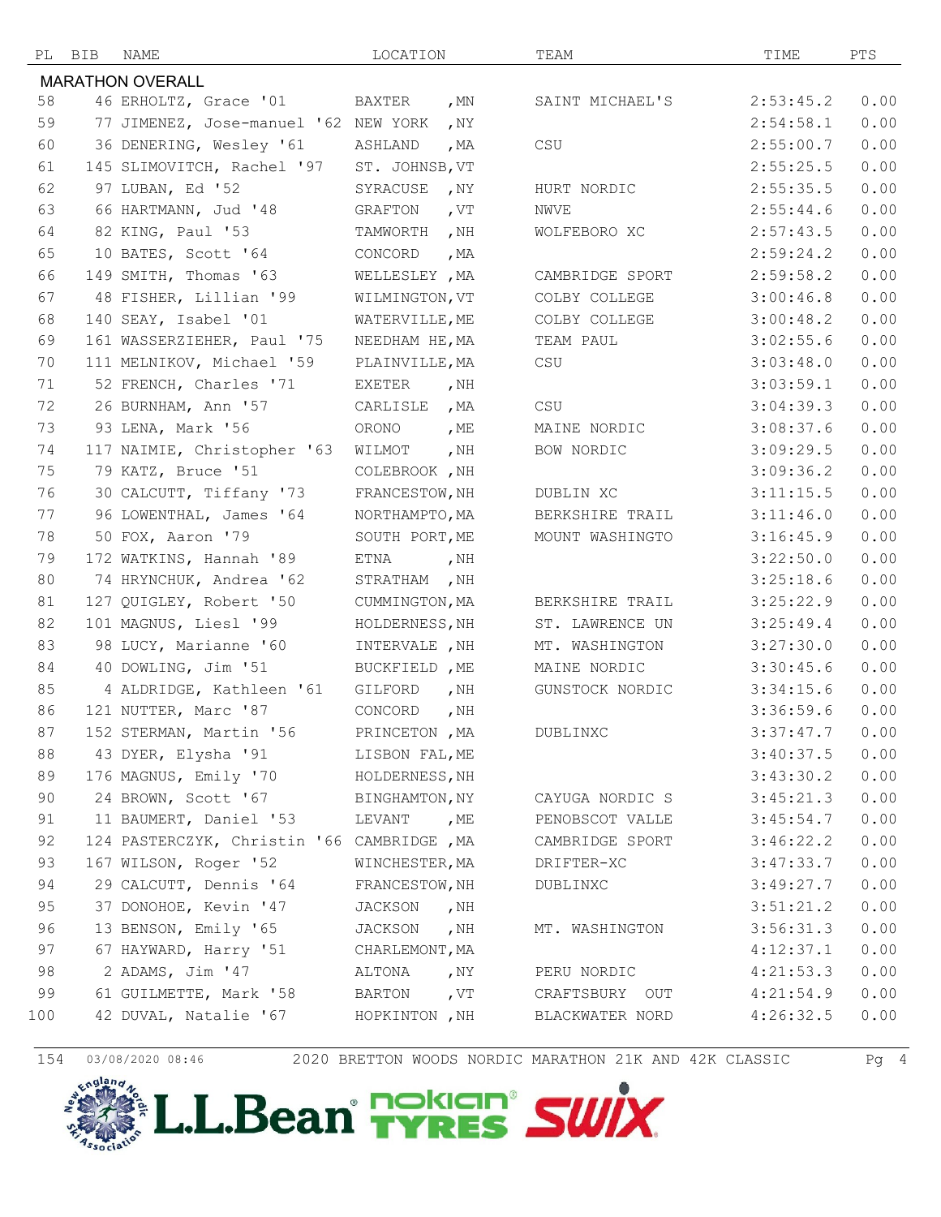| PL | BIB | NAME | LOCATION | TEAM | TIME | PTS |
|---|---|---|---|---|---|---|
| **MARATHON OVERALL** | | | | | | |
| 58 | 46 | ERHOLTZ, Grace '01 | BAXTER , MN | SAINT MICHAEL'S | 2:53:45.2 | 0.00 |
| 59 | 77 | JIMENEZ, Jose-manuel '62 | NEW YORK , NY | | 2:54:58.1 | 0.00 |
| 60 | 36 | DENERING, Wesley '61 | ASHLAND , MA | CSU | 2:55:00.7 | 0.00 |
| 61 | 145 | SLIMOVITCH, Rachel '97 | ST. JOHNSB, VT | | 2:55:25.5 | 0.00 |
| 62 | 97 | LUBAN, Ed '52 | SYRACUSE , NY | HURT NORDIC | 2:55:35.5 | 0.00 |
| 63 | 66 | HARTMANN, Jud '48 | GRAFTON , VT | NWVE | 2:55:44.6 | 0.00 |
| 64 | 82 | KING, Paul '53 | TAMWORTH , NH | WOLFEBORO XC | 2:57:43.5 | 0.00 |
| 65 | 10 | BATES, Scott '64 | CONCORD , MA | | 2:59:24.2 | 0.00 |
| 66 | 149 | SMITH, Thomas '63 | WELLESLEY , MA | CAMBRIDGE SPORT | 2:59:58.2 | 0.00 |
| 67 | 48 | FISHER, Lillian '99 | WILMINGTON, VT | COLBY COLLEGE | 3:00:46.8 | 0.00 |
| 68 | 140 | SEAY, Isabel '01 | WATERVILLE, ME | COLBY COLLEGE | 3:00:48.2 | 0.00 |
| 69 | 161 | WASSERZIEHER, Paul '75 | NEEDHAM HE, MA | TEAM PAUL | 3:02:55.6 | 0.00 |
| 70 | 111 | MELNIKOV, Michael '59 | PLAINVILLE, MA | CSU | 3:03:48.0 | 0.00 |
| 71 | 52 | FRENCH, Charles '71 | EXETER , NH | | 3:03:59.1 | 0.00 |
| 72 | 26 | BURNHAM, Ann '57 | CARLISLE , MA | CSU | 3:04:39.3 | 0.00 |
| 73 | 93 | LENA, Mark '56 | ORONO , ME | MAINE NORDIC | 3:08:37.6 | 0.00 |
| 74 | 117 | NAIMIE, Christopher '63 | WILMOT , NH | BOW NORDIC | 3:09:29.5 | 0.00 |
| 75 | 79 | KATZ, Bruce '51 | COLEBROOK , NH | | 3:09:36.2 | 0.00 |
| 76 | 30 | CALCUTT, Tiffany '73 | FRANCESTOW, NH | DUBLIN XC | 3:11:15.5 | 0.00 |
| 77 | 96 | LOWENTHAL, James '64 | NORTHAMPTO, MA | BERKSHIRE TRAIL | 3:11:46.0 | 0.00 |
| 78 | 50 | FOX, Aaron '79 | SOUTH PORT, ME | MOUNT WASHINGTO | 3:16:45.9 | 0.00 |
| 79 | 172 | WATKINS, Hannah '89 | ETNA , NH | | 3:22:50.0 | 0.00 |
| 80 | 74 | HRYNCHUK, Andrea '62 | STRATHAM , NH | | 3:25:18.6 | 0.00 |
| 81 | 127 | QUIGLEY, Robert '50 | CUMMINGTON, MA | BERKSHIRE TRAIL | 3:25:22.9 | 0.00 |
| 82 | 101 | MAGNUS, Liesl '99 | HOLDERNESS, NH | ST. LAWRENCE UN | 3:25:49.4 | 0.00 |
| 83 | 98 | LUCY, Marianne '60 | INTERVALE , NH | MT. WASHINGTON | 3:27:30.0 | 0.00 |
| 84 | 40 | DOWLING, Jim '51 | BUCKFIELD , ME | MAINE NORDIC | 3:30:45.6 | 0.00 |
| 85 | 4 | ALDRIDGE, Kathleen '61 | GILFORD , NH | GUNSTOCK NORDIC | 3:34:15.6 | 0.00 |
| 86 | 121 | NUTTER, Marc '87 | CONCORD , NH | | 3:36:59.6 | 0.00 |
| 87 | 152 | STERMAN, Martin '56 | PRINCETON , MA | DUBLINXC | 3:37:47.7 | 0.00 |
| 88 | 43 | DYER, Elysha '91 | LISBON FAL, ME | | 3:40:37.5 | 0.00 |
| 89 | 176 | MAGNUS, Emily '70 | HOLDERNESS, NH | | 3:43:30.2 | 0.00 |
| 90 | 24 | BROWN, Scott '67 | BINGHAMTON, NY | CAYUGA NORDIC S | 3:45:21.3 | 0.00 |
| 91 | 11 | BAUMERT, Daniel '53 | LEVANT , ME | PENOBSCOT VALLE | 3:45:54.7 | 0.00 |
| 92 | 124 | PASTERCZYK, Christin '66 | CAMBRIDGE , MA | CAMBRIDGE SPORT | 3:46:22.2 | 0.00 |
| 93 | 167 | WILSON, Roger '52 | WINCHESTER, MA | DRIFTER-XC | 3:47:33.7 | 0.00 |
| 94 | 29 | CALCUTT, Dennis '64 | FRANCESTOW, NH | DUBLINXC | 3:49:27.7 | 0.00 |
| 95 | 37 | DONOHOE, Kevin '47 | JACKSON , NH | | 3:51:21.2 | 0.00 |
| 96 | 13 | BENSON, Emily '65 | JACKSON , NH | MT. WASHINGTON | 3:56:31.3 | 0.00 |
| 97 | 67 | HAYWARD, Harry '51 | CHARLEMONT, MA | | 4:12:37.1 | 0.00 |
| 98 | 2 | ADAMS, Jim '47 | ALTONA , NY | PERU NORDIC | 4:21:53.3 | 0.00 |
| 99 | 61 | GUILMETTE, Mark '58 | BARTON , VT | CRAFTSBURY OUT | 4:21:54.9 | 0.00 |
| 100 | 42 | DUVAL, Natalie '67 | HOPKINTON , NH | BLACKWATER NORD | 4:26:32.5 | 0.00 |

154 03/08/2020 08:46 2020 BRETTON WOODS NORDIC MARATHON 21K AND 42K CLASSIC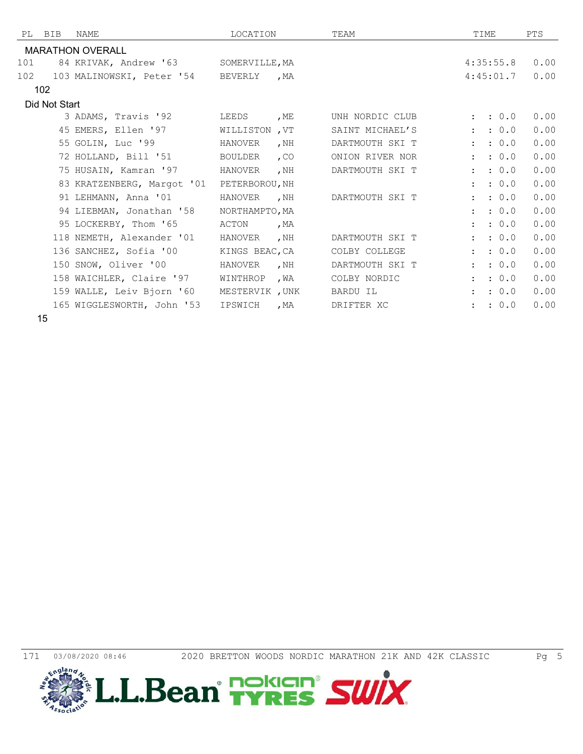| PL | BIB | NAME | LOCATION | TEAM | TIME | PTS |
|---|---|---|---|---|---|---|
| **MARATHON OVERALL** | | | | | | |
| 101 | 84 | KRIVAK, Andrew '63 | SOMERVILLE,MA | | 4:35:55.8 | 0.00 |
| 102 | 103 | MALINOWSKI, Peter '54 | BEVERLY ,MA | | 4:45:01.7 | 0.00 |
| 102 | | | | | | |
| **Did Not Start** | | | | | | |
| | 3 | ADAMS, Travis '92 | LEEDS ,ME | UNH NORDIC CLUB | : : 0.0 | 0.00 |
| | 45 | EMERS, Ellen '97 | WILLISTON ,VT | SAINT MICHAEL'S | : : 0.0 | 0.00 |
| | 55 | GOLIN, Luc '99 | HANOVER ,NH | DARTMOUTH SKI T | : : 0.0 | 0.00 |
| | 72 | HOLLAND, Bill '51 | BOULDER ,CO | ONION RIVER NOR | : : 0.0 | 0.00 |
| | 75 | HUSAIN, Kamran '97 | HANOVER ,NH | DARTMOUTH SKI T | : : 0.0 | 0.00 |
| | 83 | KRATZENBERG, Margot '01 | PETERBOROU,NH | | : : 0.0 | 0.00 |
| | 91 | LEHMANN, Anna '01 | HANOVER ,NH | DARTMOUTH SKI T | : : 0.0 | 0.00 |
| | 94 | LIEBMAN, Jonathan '58 | NORTHAMPTO,MA | | : : 0.0 | 0.00 |
| | 95 | LOCKERBY, Thom '65 | ACTON ,MA | | : : 0.0 | 0.00 |
| | 118 | NEMETH, Alexander '01 | HANOVER ,NH | DARTMOUTH SKI T | : : 0.0 | 0.00 |
| | 136 | SANCHEZ, Sofia '00 | KINGS BEAC,CA | COLBY COLLEGE | : : 0.0 | 0.00 |
| | 150 | SNOW, Oliver '00 | HANOVER ,NH | DARTMOUTH SKI T | : : 0.0 | 0.00 |
| | 158 | WAICHLER, Claire '97 | WINTHROP ,WA | COLBY NORDIC | : : 0.0 | 0.00 |
| | 159 | WALLE, Leiv Bjorn '60 | MESTERVIK ,UNK | BARDU IL | : : 0.0 | 0.00 |
| | 165 | WIGGLESWORTH, John '53 | IPSWICH ,MA | DRIFTER XC | : : 0.0 | 0.00 |
| 15 | | | | | | |

171 03/08/2020 08:46 2020 BRETTON WOODS NORDIC MARATHON 21K AND 42K CLASSIC